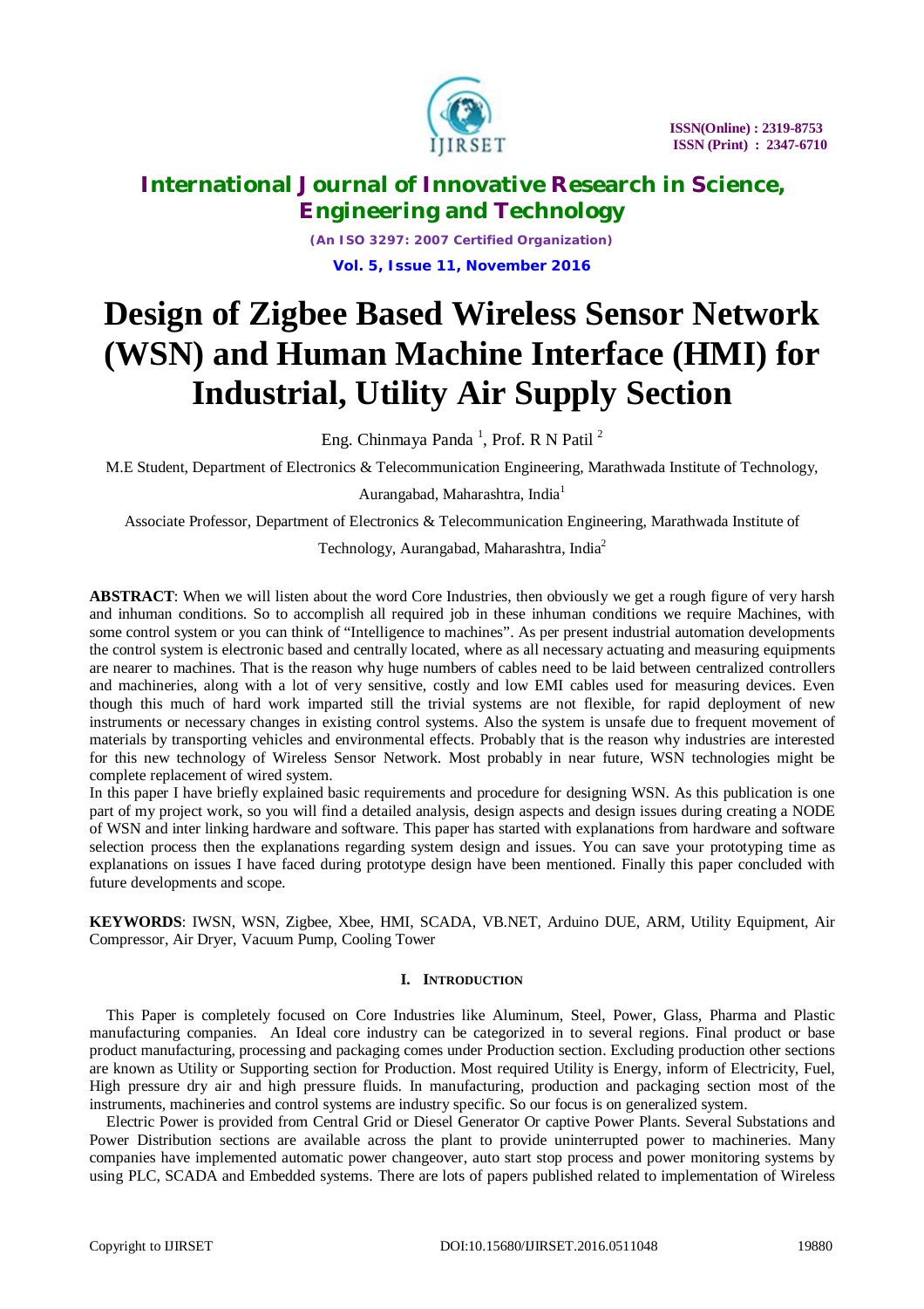# Design of Zigbee Based Wireless Sensor Network (WSN) and Human Machine Interface (HMI) for Industrial, Utility Air Supply Section

Eng. Chinmaya Panda [1], Prof. R N Patil [2]

M.E Student, Department of Electronics & Telecommunication Engineering, Marathwada Institute of Technology, Aurangabad, Maharashtra, India[1]

Associate Professor, Department of Electronics & Telecommunication Engineering, Marathwada Institute of Technology, Aurangabad, Maharashtra, India[2]

**ABSTRACT**: When we will listen about the word Core Industries, then obviously we get a rough figure of very harsh and inhuman conditions. So to accomplish all required job in these inhuman conditions we require Machines, with some control system or you can think of "Intelligence to machines". As per present industrial automation developments the control system is electronic based and centrally located, where as all necessary actuating and measuring equipments are nearer to machines. That is the reason why huge numbers of cables need to be laid between centralized controllers and machineries, along with a lot of very sensitive, costly and low EMI cables used for measuring devices. Even though this much of hard work imparted still the trivial systems are not flexible, for rapid deployment of new instruments or necessary changes in existing control systems. Also the system is unsafe due to frequent movement of materials by transporting vehicles and environmental effects. Probably that is the reason why industries are interested for this new technology of Wireless Sensor Network. Most probably in near future, WSN technologies might be complete replacement of wired system.

In this paper I have briefly explained basic requirements and procedure for designing WSN. As this publication is one part of my project work, so you will find a detailed analysis, design aspects and design issues during creating a NODE of WSN and inter linking hardware and software. This paper has started with explanations from hardware and software selection process then the explanations regarding system design and issues. You can save your prototyping time as explanations on issues I have faced during prototype design have been mentioned. Finally this paper concluded with future developments and scope.

**KEYWORDS**: IWSN, WSN, Zigbee, Xbee, HMI, SCADA, VB.NET, Arduino DUE, ARM, Utility Equipment, Air Compressor, Air Dryer, Vacuum Pump, Cooling Tower

## I. Introduction

This Paper is completely focused on Core Industries like Aluminum, Steel, Power, Glass, Pharma and Plastic manufacturing companies. An Ideal core industry can be categorized in to several regions. Final product or base product manufacturing, processing and packaging comes under Production section. Excluding production other sections are known as Utility or Supporting section for Production. Most required Utility is Energy, inform of Electricity, Fuel, High pressure dry air and high pressure fluids. In manufacturing, production and packaging section most of the instruments, machineries and control systems are industry specific. So our focus is on generalized system.

Electric Power is provided from Central Grid or Diesel Generator Or captive Power Plants. Several Substations and Power Distribution sections are available across the plant to provide uninterrupted power to machineries. Many companies have implemented automatic power changeover, auto start stop process and power monitoring systems by using PLC, SCADA and Embedded systems. There are lots of papers published related to implementation of Wireless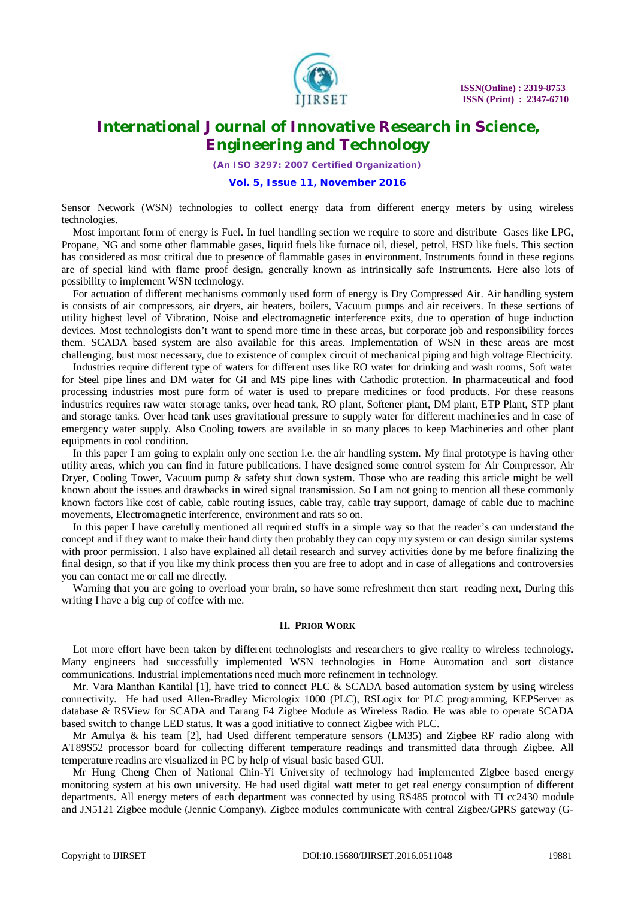Sensor Network (WSN) technologies to collect energy data from different energy meters by using wireless technologies.

Most important form of energy is Fuel. In fuel handling section we require to store and distribute Gases like LPG, Propane, NG and some other flammable gases, liquid fuels like furnace oil, diesel, petrol, HSD like fuels. This section has considered as most critical due to presence of flammable gases in environment. Instruments found in these regions are of special kind with flame proof design, generally known as intrinsically safe Instruments. Here also lots of possibility to implement WSN technology.

For actuation of different mechanisms commonly used form of energy is Dry Compressed Air. Air handling system is consists of air compressors, air dryers, air heaters, boilers, Vacuum pumps and air receivers. In these sections of utility highest level of Vibration, Noise and electromagnetic interference exits, due to operation of huge induction devices. Most technologists don't want to spend more time in these areas, but corporate job and responsibility forces them. SCADA based system are also available for this areas. Implementation of WSN in these areas are most challenging, bust most necessary, due to existence of complex circuit of mechanical piping and high voltage Electricity.

Industries require different type of waters for different uses like RO water for drinking and wash rooms, Soft water for Steel pipe lines and DM water for GI and MS pipe lines with Cathodic protection. In pharmaceutical and food processing industries most pure form of water is used to prepare medicines or food products. For these reasons industries requires raw water storage tanks, over head tank, RO plant, Softener plant, DM plant, ETP Plant, STP plant and storage tanks. Over head tank uses gravitational pressure to supply water for different machineries and in case of emergency water supply. Also Cooling towers are available in so many places to keep Machineries and other plant equipments in cool condition.

In this paper I am going to explain only one section i.e. the air handling system. My final prototype is having other utility areas, which you can find in future publications. I have designed some control system for Air Compressor, Air Dryer, Cooling Tower, Vacuum pump & safety shut down system. Those who are reading this article might be well known about the issues and drawbacks in wired signal transmission. So I am not going to mention all these commonly known factors like cost of cable, cable routing issues, cable tray, cable tray support, damage of cable due to machine movements, Electromagnetic interference, environment and rats so on.

In this paper I have carefully mentioned all required stuffs in a simple way so that the reader's can understand the concept and if they want to make their hand dirty then probably they can copy my system or can design similar systems with proor permission. I also have explained all detail research and survey activities done by me before finalizing the final design, so that if you like my think process then you are free to adopt and in case of allegations and controversies you can contact me or call me directly.

Warning that you are going to overload your brain, so have some refreshment then start reading next, During this writing I have a big cup of coffee with me.

## II. Prior Work

Lot more effort have been taken by different technologists and researchers to give reality to wireless technology. Many engineers had successfully implemented WSN technologies in Home Automation and sort distance communications. Industrial implementations need much more refinement in technology.

Mr. Vara Manthan Kantilal [1], have tried to connect PLC & SCADA based automation system by using wireless connectivity. He had used Allen-Bradley Micrologix 1000 (PLC), RSLogix for PLC programming, KEPServer as database & RSView for SCADA and Tarang F4 Zigbee Module as Wireless Radio. He was able to operate SCADA based switch to change LED status. It was a good initiative to connect Zigbee with PLC.

Mr Amulya & his team [2], had Used different temperature sensors (LM35) and Zigbee RF radio along with AT89S52 processor board for collecting different temperature readings and transmitted data through Zigbee. All temperature readins are visualized in PC by help of visual basic based GUI.

Mr Hung Cheng Chen of National Chin-Yi University of technology had implemented Zigbee based energy monitoring system at his own university. He had used digital watt meter to get real energy consumption of different departments. All energy meters of each department was connected by using RS485 protocol with TI cc2430 module and JN5121 Zigbee module (Jennic Company). Zigbee modules communicate with central Zigbee/GPRS gateway (G-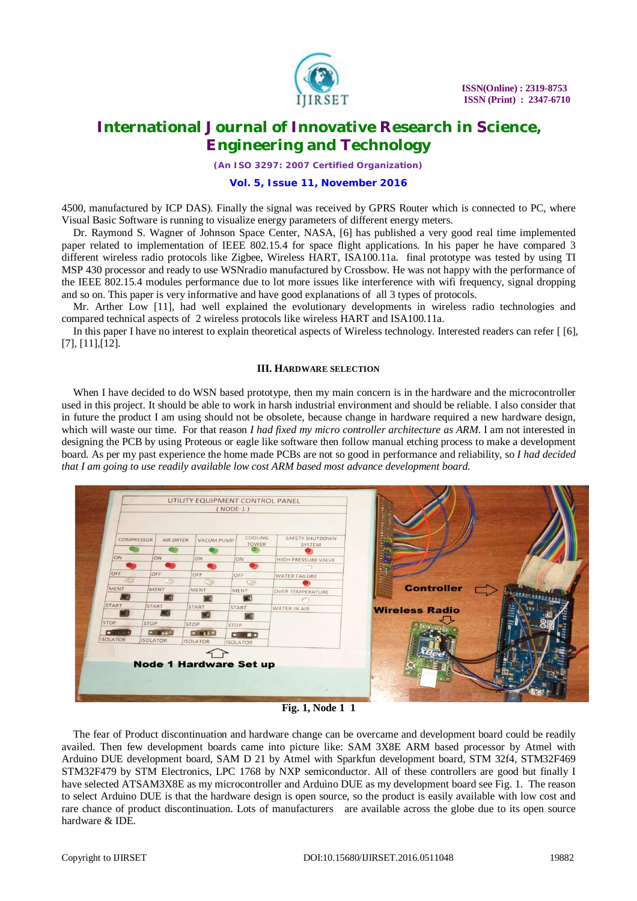4500, manufactured by ICP DAS). Finally the signal was received by GPRS Router which is connected to PC, where Visual Basic Software is running to visualize energy parameters of different energy meters.

Dr. Raymond S. Wagner of Johnson Space Center, NASA, [6] has published a very good real time implemented paper related to implementation of IEEE 802.15.4 for space flight applications. In his paper he have compared 3 different wireless radio protocols like Zigbee, Wireless HART, ISA100.11a. final prototype was tested by using TI MSP 430 processor and ready to use WSNradio manufactured by Crossbow. He was not happy with the performance of the IEEE 802.15.4 modules performance due to lot more issues like interference with wifi frequency, signal dropping and so on. This paper is very informative and have good explanations of all 3 types of protocols.

Mr. Arther Low [11], had well explained the evolutionary developments in wireless radio technologies and compared technical aspects of 2 wireless protocols like wireless HART and ISA100.11a.

In this paper I have no interest to explain theoretical aspects of Wireless technology. Interested readers can refer [ [6], [7], [11],[12].

## III. HARDWARE SELECTION

When I have decided to do WSN based prototype, then my main concern is in the hardware and the microcontroller used in this project. It should be able to work in harsh industrial environment and should be reliable. I also consider that in future the product I am using should not be obsolete, because change in hardware required a new hardware design, which will waste our time. For that reason *I had fixed my micro controller architecture as ARM.* I am not interested in designing the PCB by using Proteous or eagle like software then follow manual etching process to make a development board. As per my past experience the home made PCBs are not so good in performance and reliability, so *I had decided that I am going to use readily available low cost ARM based most advance development board.*

**Fig. 1, Node 1 1**

The fear of Product discontinuation and hardware change can be overcame and development board could be readily availed. Then few development boards came into picture like: SAM 3X8E ARM based processor by Atmel with Arduino DUE development board, SAM D 21 by Atmel with Sparkfun development board, STM 32f4, STM32F469 STM32F479 by STM Electronics, LPC 1768 by NXP semiconductor. All of these controllers are good but finally I have selected ATSAM3X8E as my microcontroller and Arduino DUE as my development board see Fig. 1. The reason to select Arduino DUE is that the hardware design is open source, so the product is easily available with low cost and rare chance of product discontinuation. Lots of manufacturers are available across the globe due to its open source hardware & IDE.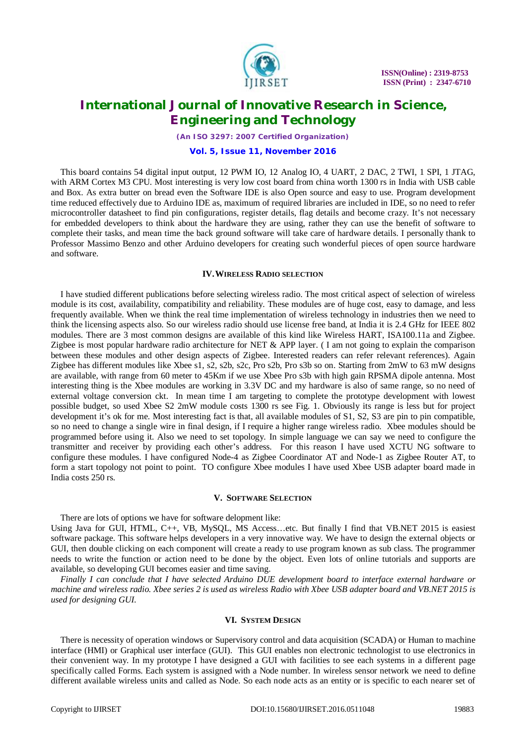This board contains 54 digital input output, 12 PWM IO, 12 Analog IO, 4 UART, 2 DAC, 2 TWI, 1 SPI, 1 JTAG, with ARM Cortex M3 CPU. Most interesting is very low cost board from china worth 1300 rs in India with USB cable and Box. As extra butter on bread even the Software IDE is also Open source and easy to use. Program development time reduced effectively due to Arduino IDE as, maximum of required libraries are included in IDE, so no need to refer microcontroller datasheet to find pin configurations, register details, flag details and become crazy. It's not necessary for embedded developers to think about the hardware they are using, rather they can use the benefit of software to complete their tasks, and mean time the back ground software will take care of hardware details. I personally thank to Professor Massimo Benzo and other Arduino developers for creating such wonderful pieces of open source hardware and software.

## IV. WIRELESS RADIO SELECTION

I have studied different publications before selecting wireless radio. The most critical aspect of selection of wireless module is its cost, availability, compatibility and reliability. These modules are of huge cost, easy to damage, and less frequently available. When we think the real time implementation of wireless technology in industries then we need to think the licensing aspects also. So our wireless radio should use license free band, at India it is 2.4 GHz for IEEE 802 modules. There are 3 most common designs are available of this kind like Wireless HART, ISA100.11a and Zigbee. Zigbee is most popular hardware radio architecture for NET & APP layer. ( I am not going to explain the comparison between these modules and other design aspects of Zigbee. Interested readers can refer relevant references). Again Zigbee has different modules like Xbee s1, s2, s2b, s2c, Pro s2b, Pro s3b so on. Starting from 2mW to 63 mW designs are available, with range from 60 meter to 45Km if we use Xbee Pro s3b with high gain RPSMA dipole antenna. Most interesting thing is the Xbee modules are working in 3.3V DC and my hardware is also of same range, so no need of external voltage conversion ckt. In mean time I am targeting to complete the prototype development with lowest possible budget, so used Xbee S2 2mW module costs 1300 rs see Fig. 1. Obviously its range is less but for project development it's ok for me. Most interesting fact is that, all available modules of S1, S2, S3 are pin to pin compatible, so no need to change a single wire in final design, if I require a higher range wireless radio. Xbee modules should be programmed before using it. Also we need to set topology. In simple language we can say we need to configure the transmitter and receiver by providing each other's address. For this reason I have used XCTU NG software to configure these modules. I have configured Node-4 as Zigbee Coordinator AT and Node-1 as Zigbee Router AT, to form a start topology not point to point. TO configure Xbee modules I have used Xbee USB adapter board made in India costs 250 rs.

## V. SOFTWARE SELECTION

There are lots of options we have for software delopment like:
Using Java for GUI, HTML, C++, VB, MySQL, MS Access…etc. But finally I find that VB.NET 2015 is easiest software package. This software helps developers in a very innovative way. We have to design the external objects or GUI, then double clicking on each component will create a ready to use program known as sub class. The programmer needs to write the function or action need to be done by the object. Even lots of online tutorials and supports are available, so developing GUI becomes easier and time saving.

*Finally I can conclude that I have selected Arduino DUE development board to interface external hardware or machine and wireless radio. Xbee series 2 is used as wireless Radio with Xbee USB adapter board and VB.NET 2015 is used for designing GUI.*

## VI. SYSTEM DESIGN

There is necessity of operation windows or Supervisory control and data acquisition (SCADA) or Human to machine interface (HMI) or Graphical user interface (GUI). This GUI enables non electronic technologist to use electronics in their convenient way. In my prototype I have designed a GUI with facilities to see each systems in a different page specifically called Forms. Each system is assigned with a Node number. In wireless sensor network we need to define different available wireless units and called as Node. So each node acts as an entity or is specific to each nearer set of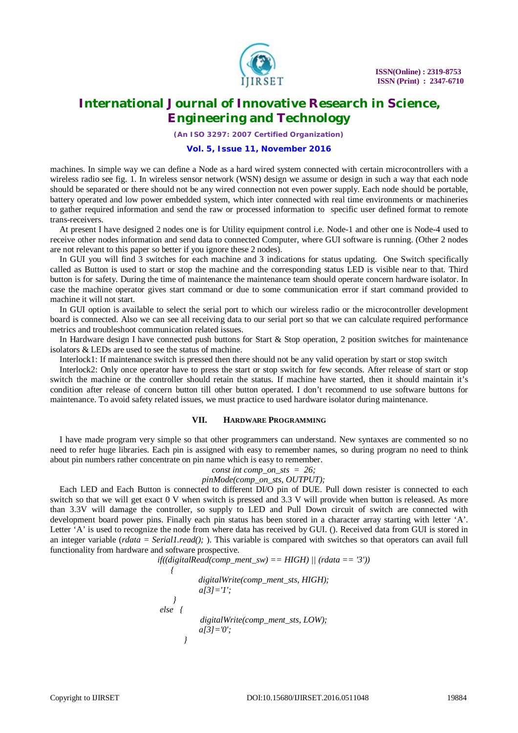machines. In simple way we can define a Node as a hard wired system connected with certain microcontrollers with a wireless radio see fig. 1. In wireless sensor network (WSN) design we assume or design in such a way that each node should be separated or there should not be any wired connection not even power supply. Each node should be portable, battery operated and low power embedded system, which inter connected with real time environments or machineries to gather required information and send the raw or processed information to specific user defined format to remote trans-receivers.

At present I have designed 2 nodes one is for Utility equipment control i.e. Node-1 and other one is Node-4 used to receive other nodes information and send data to connected Computer, where GUI software is running. (Other 2 nodes are not relevant to this paper so better if you ignore these 2 nodes).

In GUI you will find 3 switches for each machine and 3 indications for status updating. One Switch specifically called as Button is used to start or stop the machine and the corresponding status LED is visible near to that. Third button is for safety. During the time of maintenance the maintenance team should operate concern hardware isolator. In case the machine operator gives start command or due to some communication error if start command provided to machine it will not start.

In GUI option is available to select the serial port to which our wireless radio or the microcontroller development board is connected. Also we can see all receiving data to our serial port so that we can calculate required performance metrics and troubleshoot communication related issues.

In Hardware design I have connected push buttons for Start & Stop operation, 2 position switches for maintenance isolators & LEDs are used to see the status of machine.

Interlock1: If maintenance switch is pressed then there should not be any valid operation by start or stop switch

Interlock2: Only once operator have to press the start or stop switch for few seconds. After release of start or stop switch the machine or the controller should retain the status. If machine have started, then it should maintain it's condition after release of concern button till other button operated. I don't recommend to use software buttons for maintenance. To avoid safety related issues, we must practice to used hardware isolator during maintenance.

## VII. Hardware Programming

I have made program very simple so that other programmers can understand. New syntaxes are commented so no need to refer huge libraries. Each pin is assigned with easy to remember names, so during program no need to think about pin numbers rather concentrate on pin name which is easy to remember.

```
const int comp_on_sts = 26;
pinMode(comp_on_sts, OUTPUT);
```

Each LED and Each Button is connected to different DI/O pin of DUE. Pull down resister is connected to each switch so that we will get exact 0 V when switch is pressed and 3.3 V will provide when button is released. As more than 3.3V will damage the controller, so supply to LED and Pull Down circuit of switch are connected with development board power pins. Finally each pin status has been stored in a character array starting with letter 'A'. Letter 'A' is used to recognize the node from where data has received by GUI. (). Received data from GUI is stored in an integer variable (*rdata = Serial1.read();* ). This variable is compared with switches so that operators can avail full functionality from hardware and software prospective.

```
if((digitalRead(comp_ment_sw) == HIGH) || (rdata == '3'))
  {
        digitalWrite(comp_ment_sts, HIGH);
        a[3]='1';
  }
else  {
        digitalWrite(comp_ment_sts, LOW);
        a[3]='0';
      }
```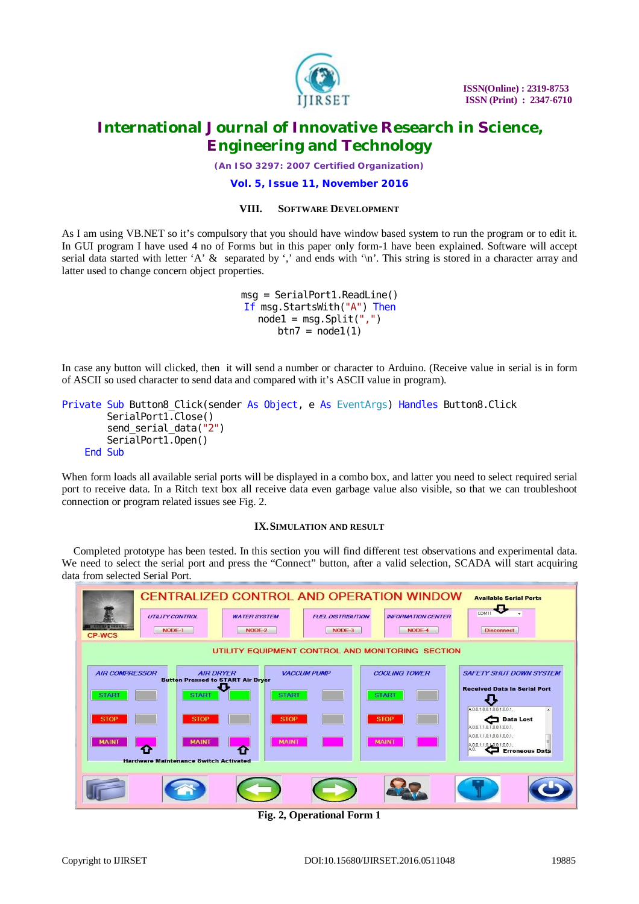## VIII. SOFTWARE DEVELOPMENT

As I am using VB.NET so it's compulsory that you should have window based system to run the program or to edit it. In GUI program I have used 4 no of Forms but in this paper only form-1 have been explained. Software will accept serial data started with letter 'A' & separated by ',' and ends with '\n'. This string is stored in a character array and latter used to change concern object properties.

```
msg = SerialPort1.ReadLine()
 If msg.StartsWith("A") Then
    node1 = msg.Split(",")
        btn7 = node1(1)
```

In case any button will clicked, then it will send a number or character to Arduino. (Receive value in serial is in form of ASCII so used character to send data and compared with it's ASCII value in program).

```
Private Sub Button8_Click(sender As Object, e As EventArgs) Handles Button8.Click
        SerialPort1.Close()
        send_serial_data("2")
        SerialPort1.Open()
    End Sub
```

When form loads all available serial ports will be displayed in a combo box, and latter you need to select required serial port to receive data. In a Ritch text box all receive data even garbage value also visible, so that we can troubleshoot connection or program related issues see Fig. 2.

## IX. SIMULATION AND RESULT

Completed prototype has been tested. In this section you will find different test observations and experimental data. We need to select the serial port and press the "Connect" button, after a valid selection, SCADA will start acquiring data from selected Serial Port.

Fig. 2, Operational Form 1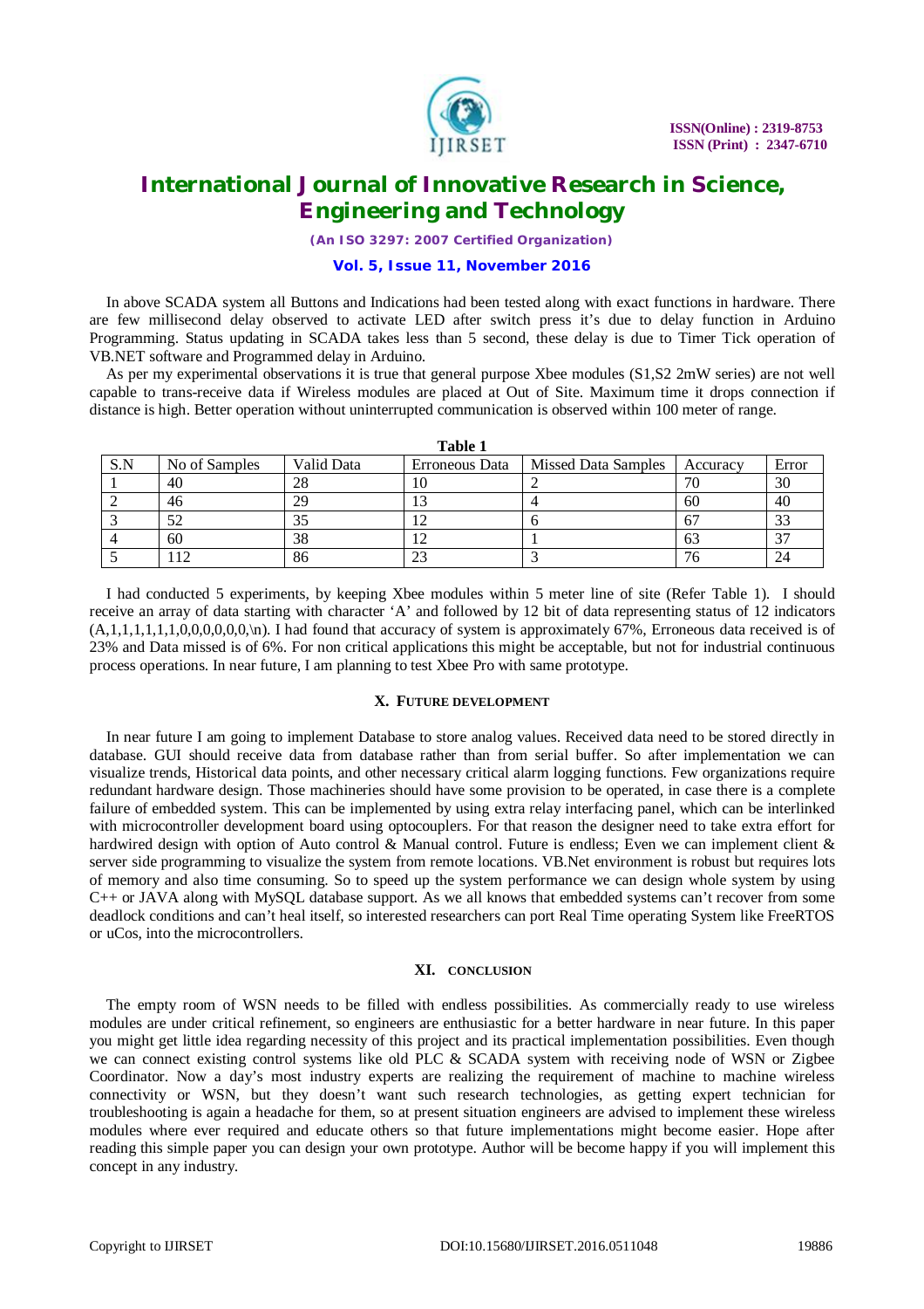In above SCADA system all Buttons and Indications had been tested along with exact functions in hardware. There are few millisecond delay observed to activate LED after switch press it's due to delay function in Arduino Programming. Status updating in SCADA takes less than 5 second, these delay is due to Timer Tick operation of VB.NET software and Programmed delay in Arduino.

As per my experimental observations it is true that general purpose Xbee modules (S1,S2 2mW series) are not well capable to trans-receive data if Wireless modules are placed at Out of Site. Maximum time it drops connection if distance is high. Better operation without uninterrupted communication is observed within 100 meter of range.

**Table 1**

| S.N | No of Samples | Valid Data | Erroneous Data | Missed Data Samples | Accuracy | Error |
|---|---|---|---|---|---|---|
| 1 | 40 | 28 | 10 | 2 | 70 | 30 |
| 2 | 46 | 29 | 13 | 4 | 60 | 40 |
| 3 | 52 | 35 | 12 | 6 | 67 | 33 |
| 4 | 60 | 38 | 12 | 1 | 63 | 37 |
| 5 | 112 | 86 | 23 | 3 | 76 | 24 |

I had conducted 5 experiments, by keeping Xbee modules within 5 meter line of site (Refer Table 1). I should receive an array of data starting with character 'A' and followed by 12 bit of data representing status of 12 indicators (A,1,1,1,1,1,1,0,0,0,0,0,0,\n). I had found that accuracy of system is approximately 67%, Erroneous data received is of 23% and Data missed is of 6%. For non critical applications this might be acceptable, but not for industrial continuous process operations. In near future, I am planning to test Xbee Pro with same prototype.

## X. Future Development

In near future I am going to implement Database to store analog values. Received data need to be stored directly in database. GUI should receive data from database rather than from serial buffer. So after implementation we can visualize trends, Historical data points, and other necessary critical alarm logging functions. Few organizations require redundant hardware design. Those machineries should have some provision to be operated, in case there is a complete failure of embedded system. This can be implemented by using extra relay interfacing panel, which can be interlinked with microcontroller development board using optocouplers. For that reason the designer need to take extra effort for hardwired design with option of Auto control & Manual control. Future is endless; Even we can implement client & server side programming to visualize the system from remote locations. VB.Net environment is robust but requires lots of memory and also time consuming. So to speed up the system performance we can design whole system by using C++ or JAVA along with MySQL database support. As we all knows that embedded systems can't recover from some deadlock conditions and can't heal itself, so interested researchers can port Real Time operating System like FreeRTOS or uCos, into the microcontrollers.

## XI. Conclusion

The empty room of WSN needs to be filled with endless possibilities. As commercially ready to use wireless modules are under critical refinement, so engineers are enthusiastic for a better hardware in near future. In this paper you might get little idea regarding necessity of this project and its practical implementation possibilities. Even though we can connect existing control systems like old PLC & SCADA system with receiving node of WSN or Zigbee Coordinator. Now a day's most industry experts are realizing the requirement of machine to machine wireless connectivity or WSN, but they doesn't want such research technologies, as getting expert technician for troubleshooting is again a headache for them, so at present situation engineers are advised to implement these wireless modules where ever required and educate others so that future implementations might become easier. Hope after reading this simple paper you can design your own prototype. Author will be become happy if you will implement this concept in any industry.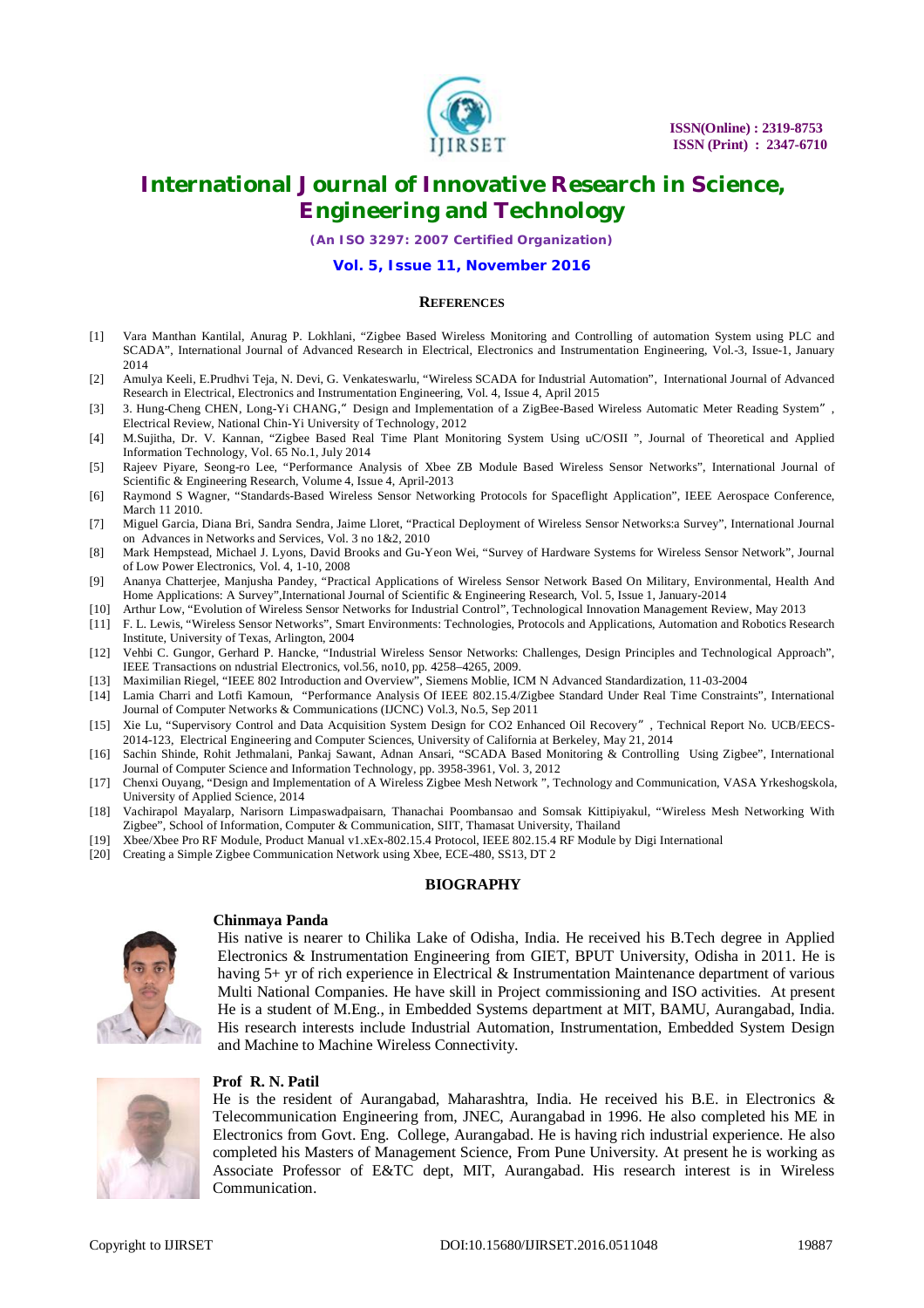## REFERENCES

[1] Vara Manthan Kantilal, Anurag P. Lokhlani, "Zigbee Based Wireless Monitoring and Controlling of automation System using PLC and SCADA", International Journal of Advanced Research in Electrical, Electronics and Instrumentation Engineering, Vol.-3, Issue-1, January 2014

[2] Amulya Keeli, E.Prudhvi Teja, N. Devi, G. Venkateswarlu, "Wireless SCADA for Industrial Automation", International Journal of Advanced Research in Electrical, Electronics and Instrumentation Engineering, Vol. 4, Issue 4, April 2015

[3] 3. Hung-Cheng CHEN, Long-Yi CHANG," Design and Implementation of a ZigBee-Based Wireless Automatic Meter Reading System" , Electrical Review, National Chin-Yi University of Technology, 2012

[4] M.Sujitha, Dr. V. Kannan, "Zigbee Based Real Time Plant Monitoring System Using uC/OSII ", Journal of Theoretical and Applied Information Technology, Vol. 65 No.1, July 2014

[5] Rajeev Piyare, Seong-ro Lee, "Performance Analysis of Xbee ZB Module Based Wireless Sensor Networks", International Journal of Scientific & Engineering Research, Volume 4, Issue 4, April-2013

[6] Raymond S Wagner, "Standards-Based Wireless Sensor Networking Protocols for Spaceflight Application", IEEE Aerospace Conference, March 11 2010.

[7] Miguel Garcia, Diana Bri, Sandra Sendra, Jaime Lloret, "Practical Deployment of Wireless Sensor Networks:a Survey", International Journal on Advances in Networks and Services, Vol. 3 no 1&2, 2010

[8] Mark Hempstead, Michael J. Lyons, David Brooks and Gu-Yeon Wei, "Survey of Hardware Systems for Wireless Sensor Network", Journal of Low Power Electronics, Vol. 4, 1-10, 2008

[9] Ananya Chatterjee, Manjusha Pandey, "Practical Applications of Wireless Sensor Network Based On Military, Environmental, Health And Home Applications: A Survey",International Journal of Scientific & Engineering Research, Vol. 5, Issue 1, January-2014

[10] Arthur Low, "Evolution of Wireless Sensor Networks for Industrial Control", Technological Innovation Management Review, May 2013

[11] F. L. Lewis, "Wireless Sensor Networks", Smart Environments: Technologies, Protocols and Applications, Automation and Robotics Research Institute, University of Texas, Arlington, 2004

[12] Vehbi C. Gungor, Gerhard P. Hancke, "Industrial Wireless Sensor Networks: Challenges, Design Principles and Technological Approach", IEEE Transactions on ndustrial Electronics, vol.56, no10, pp. 4258–4265, 2009.

[13] Maximilian Riegel, "IEEE 802 Introduction and Overview", Siemens Moblie, ICM N Advanced Standardization, 11-03-2004

[14] Lamia Charri and Lotfi Kamoun, "Performance Analysis Of IEEE 802.15.4/Zigbee Standard Under Real Time Constraints", International Journal of Computer Networks & Communications (IJCNC) Vol.3, No.5, Sep 2011

[15] Xie Lu, "Supervisory Control and Data Acquisition System Design for CO2 Enhanced Oil Recovery" , Technical Report No. UCB/EECS-2014-123, Electrical Engineering and Computer Sciences, University of California at Berkeley, May 21, 2014

[16] Sachin Shinde, Rohit Jethmalani, Pankaj Sawant, Adnan Ansari, "SCADA Based Monitoring & Controlling Using Zigbee", International Journal of Computer Science and Information Technology, pp. 3958-3961, Vol. 3, 2012

[17] Chenxi Ouyang, "Design and Implementation of A Wireless Zigbee Mesh Network ", Technology and Communication, VASA Yrkeshogskola, University of Applied Science, 2014

[18] Vachirapol Mayalarp, Narisorn Limpaswadpaisarn, Thanachai Poombansao and Somsak Kittipiyakul, "Wireless Mesh Networking With Zigbee", School of Information, Computer & Communication, SIIT, Thamasat University, Thailand

[19] Xbee/Xbee Pro RF Module, Product Manual v1.xEx-802.15.4 Protocol, IEEE 802.15.4 RF Module by Digi International

[20] Creating a Simple Zigbee Communication Network using Xbee, ECE-480, SS13, DT 2

## BIOGRAPHY

**Chinmaya Panda**

His native is nearer to Chilika Lake of Odisha, India. He received his B.Tech degree in Applied Electronics & Instrumentation Engineering from GIET, BPUT University, Odisha in 2011. He is having 5+ yr of rich experience in Electrical & Instrumentation Maintenance department of various Multi National Companies. He have skill in Project commissioning and ISO activities. At present He is a student of M.Eng., in Embedded Systems department at MIT, BAMU, Aurangabad, India. His research interests include Industrial Automation, Instrumentation, Embedded System Design and Machine to Machine Wireless Connectivity.

**Prof R. N. Patil**

He is the resident of Aurangabad, Maharashtra, India. He received his B.E. in Electronics & Telecommunication Engineering from, JNEC, Aurangabad in 1996. He also completed his ME in Electronics from Govt. Eng. College, Aurangabad. He is having rich industrial experience. He also completed his Masters of Management Science, From Pune University. At present he is working as Associate Professor of E&TC dept, MIT, Aurangabad. His research interest is in Wireless Communication.